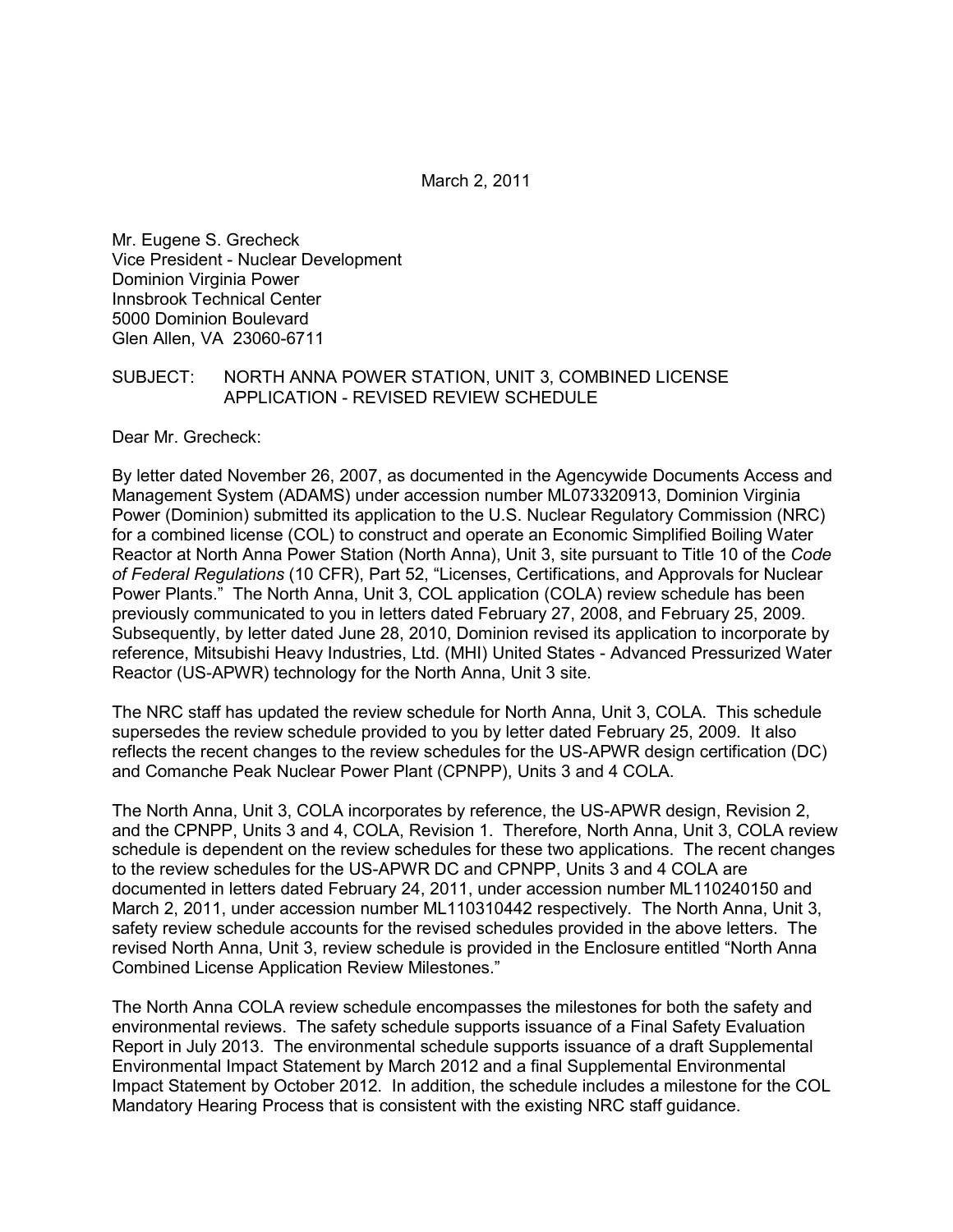March 2, 2011

Mr. Eugene S. Grecheck
Vice President - Nuclear Development
Dominion Virginia Power
Innsbrook Technical Center
5000 Dominion Boulevard
Glen Allen, VA 23060-6711

SUBJECT: NORTH ANNA POWER STATION, UNIT 3, COMBINED LICENSE APPLICATION - REVISED REVIEW SCHEDULE

Dear Mr. Grecheck:

By letter dated November 26, 2007, as documented in the Agencywide Documents Access and Management System (ADAMS) under accession number ML073320913, Dominion Virginia Power (Dominion) submitted its application to the U.S. Nuclear Regulatory Commission (NRC) for a combined license (COL) to construct and operate an Economic Simplified Boiling Water Reactor at North Anna Power Station (North Anna), Unit 3, site pursuant to Title 10 of the *Code of Federal Regulations* (10 CFR), Part 52, "Licenses, Certifications, and Approvals for Nuclear Power Plants." The North Anna, Unit 3, COL application (COLA) review schedule has been previously communicated to you in letters dated February 27, 2008, and February 25, 2009. Subsequently, by letter dated June 28, 2010, Dominion revised its application to incorporate by reference, Mitsubishi Heavy Industries, Ltd. (MHI) United States - Advanced Pressurized Water Reactor (US-APWR) technology for the North Anna, Unit 3 site.

The NRC staff has updated the review schedule for North Anna, Unit 3, COLA. This schedule supersedes the review schedule provided to you by letter dated February 25, 2009. It also reflects the recent changes to the review schedules for the US-APWR design certification (DC) and Comanche Peak Nuclear Power Plant (CPNPP), Units 3 and 4 COLA.

The North Anna, Unit 3, COLA incorporates by reference, the US-APWR design, Revision 2, and the CPNPP, Units 3 and 4, COLA, Revision 1. Therefore, North Anna, Unit 3, COLA review schedule is dependent on the review schedules for these two applications. The recent changes to the review schedules for the US-APWR DC and CPNPP, Units 3 and 4 COLA are documented in letters dated February 24, 2011, under accession number ML110240150 and March 2, 2011, under accession number ML110310442 respectively. The North Anna, Unit 3, safety review schedule accounts for the revised schedules provided in the above letters. The revised North Anna, Unit 3, review schedule is provided in the Enclosure entitled "North Anna Combined License Application Review Milestones."

The North Anna COLA review schedule encompasses the milestones for both the safety and environmental reviews. The safety schedule supports issuance of a Final Safety Evaluation Report in July 2013. The environmental schedule supports issuance of a draft Supplemental Environmental Impact Statement by March 2012 and a final Supplemental Environmental Impact Statement by October 2012. In addition, the schedule includes a milestone for the COL Mandatory Hearing Process that is consistent with the existing NRC staff guidance.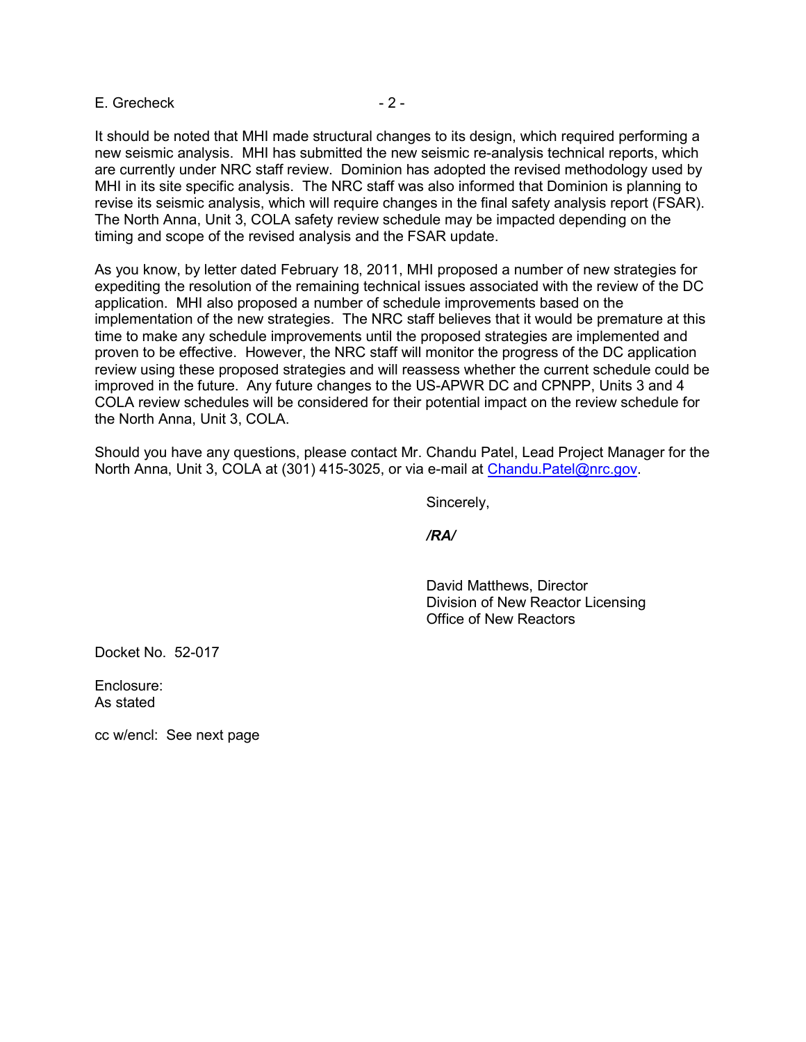It should be noted that MHI made structural changes to its design, which required performing a new seismic analysis. MHI has submitted the new seismic re-analysis technical reports, which are currently under NRC staff review. Dominion has adopted the revised methodology used by MHI in its site specific analysis. The NRC staff was also informed that Dominion is planning to revise its seismic analysis, which will require changes in the final safety analysis report (FSAR). The North Anna, Unit 3, COLA safety review schedule may be impacted depending on the timing and scope of the revised analysis and the FSAR update.

As you know, by letter dated February 18, 2011, MHI proposed a number of new strategies for expediting the resolution of the remaining technical issues associated with the review of the DC application. MHI also proposed a number of schedule improvements based on the implementation of the new strategies. The NRC staff believes that it would be premature at this time to make any schedule improvements until the proposed strategies are implemented and proven to be effective. However, the NRC staff will monitor the progress of the DC application review using these proposed strategies and will reassess whether the current schedule could be improved in the future. Any future changes to the US-APWR DC and CPNPP, Units 3 and 4 COLA review schedules will be considered for their potential impact on the review schedule for the North Anna, Unit 3, COLA.

Should you have any questions, please contact Mr. Chandu Patel, Lead Project Manager for the North Anna, Unit 3, COLA at (301) 415-3025, or via e-mail at Chandu.Patel@nrc.gov.

Sincerely,

***/RA/***

David Matthews, Director
Division of New Reactor Licensing
Office of New Reactors

Docket No. 52-017

Enclosure:
As stated

cc w/encl: See next page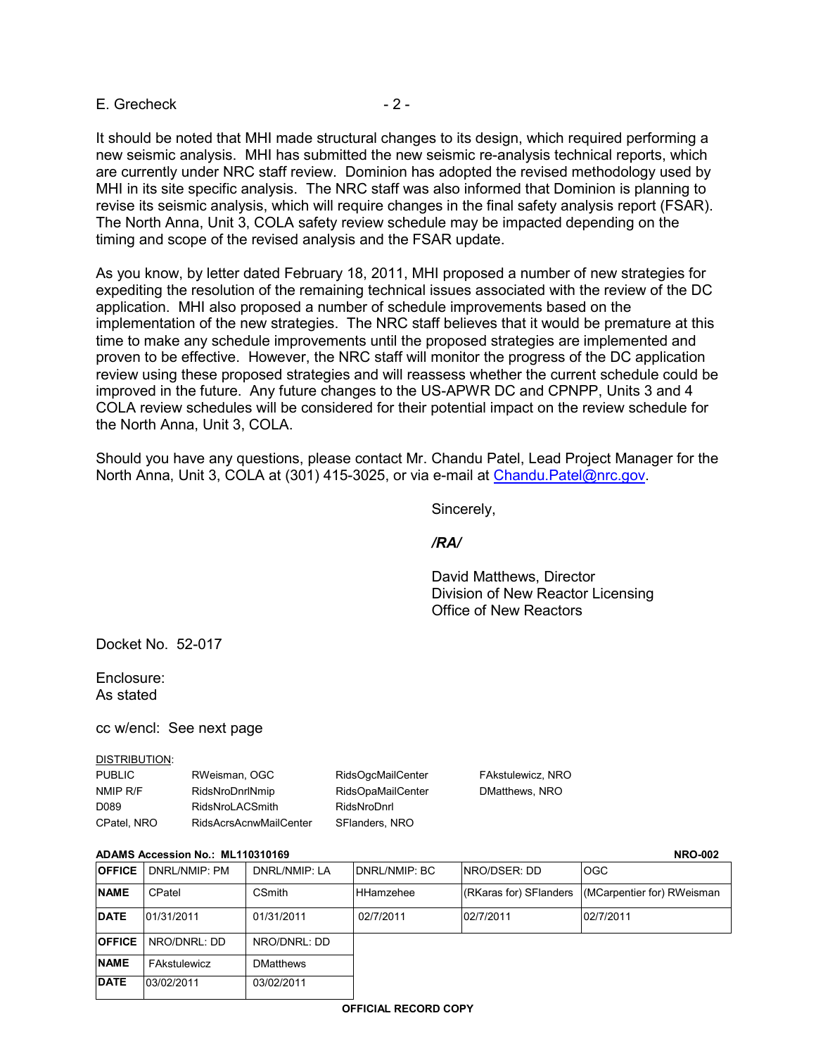It should be noted that MHI made structural changes to its design, which required performing a new seismic analysis. MHI has submitted the new seismic re-analysis technical reports, which are currently under NRC staff review. Dominion has adopted the revised methodology used by MHI in its site specific analysis. The NRC staff was also informed that Dominion is planning to revise its seismic analysis, which will require changes in the final safety analysis report (FSAR). The North Anna, Unit 3, COLA safety review schedule may be impacted depending on the timing and scope of the revised analysis and the FSAR update.

As you know, by letter dated February 18, 2011, MHI proposed a number of new strategies for expediting the resolution of the remaining technical issues associated with the review of the DC application. MHI also proposed a number of schedule improvements based on the implementation of the new strategies. The NRC staff believes that it would be premature at this time to make any schedule improvements until the proposed strategies are implemented and proven to be effective. However, the NRC staff will monitor the progress of the DC application review using these proposed strategies and will reassess whether the current schedule could be improved in the future. Any future changes to the US-APWR DC and CPNPP, Units 3 and 4 COLA review schedules will be considered for their potential impact on the review schedule for the North Anna, Unit 3, COLA.

Should you have any questions, please contact Mr. Chandu Patel, Lead Project Manager for the North Anna, Unit 3, COLA at (301) 415-3025, or via e-mail at Chandu.Patel@nrc.gov.

Sincerely,

*/RA/*

David Matthews, Director
Division of New Reactor Licensing
Office of New Reactors

Docket No. 52-017

Enclosure:
As stated

cc w/encl: See next page

DISTRIBUTION:

| | | | |
|---|---|---|---|
| PUBLIC | RWeisman, OGC | RidsOgcMailCenter | FAkstulewicz, NRO |
| NMIP R/F | RidsNroDnrlNmip | RidsOpaMailCenter | DMatthews, NRO |
| D089 | RidsNroLACSmith | RidsNroDnrl | |
| CPatel, NRO | RidsAcrsAcnwMailCenter | SFlanders, NRO | |

**ADAMS Accession No.: ML110310169** **NRO-002**

| **OFFICE** | DNRL/NMIP: PM | DNRL/NMIP: LA | DNRL/NMIP: BC | NRO/DSER: DD | OGC |
|---|---|---|---|---|---|
| **NAME** | CPatel | CSmith | HHamzehee | (RKaras for) SFlanders | (MCarpentier for) RWeisman |
| **DATE** | 01/31/2011 | 01/31/2011 | 02/7/2011 | 02/7/2011 | 02/7/2011 |
| **OFFICE** | NRO/DNRL: DD | NRO/DNRL: DD | | | |
| **NAME** | FAkstulewicz | DMatthews | | | |
| **DATE** | 03/02/2011 | 03/02/2011 | | | |

**OFFICIAL RECORD COPY**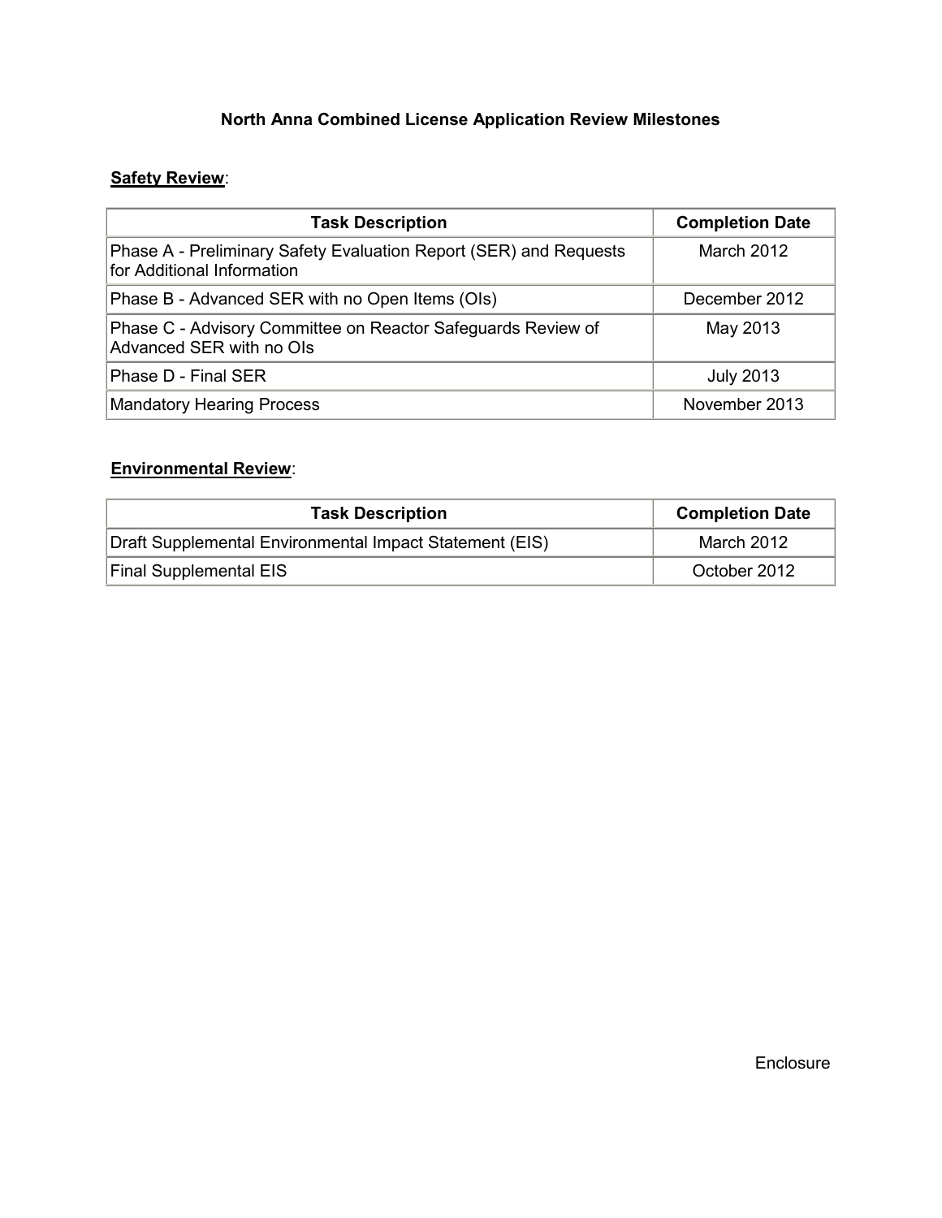# North Anna Combined License Application Review Milestones

**Safety Review**:

| Task Description | Completion Date |
|---|---|
| Phase A - Preliminary Safety Evaluation Report (SER) and Requests for Additional Information | March 2012 |
| Phase B - Advanced SER with no Open Items (OIs) | December 2012 |
| Phase C - Advisory Committee on Reactor Safeguards Review of Advanced SER with no OIs | May 2013 |
| Phase D - Final SER | July 2013 |
| Mandatory Hearing Process | November 2013 |

**Environmental Review**:

| Task Description | Completion Date |
|---|---|
| Draft Supplemental Environmental Impact Statement (EIS) | March 2012 |
| Final Supplemental EIS | October 2012 |

Enclosure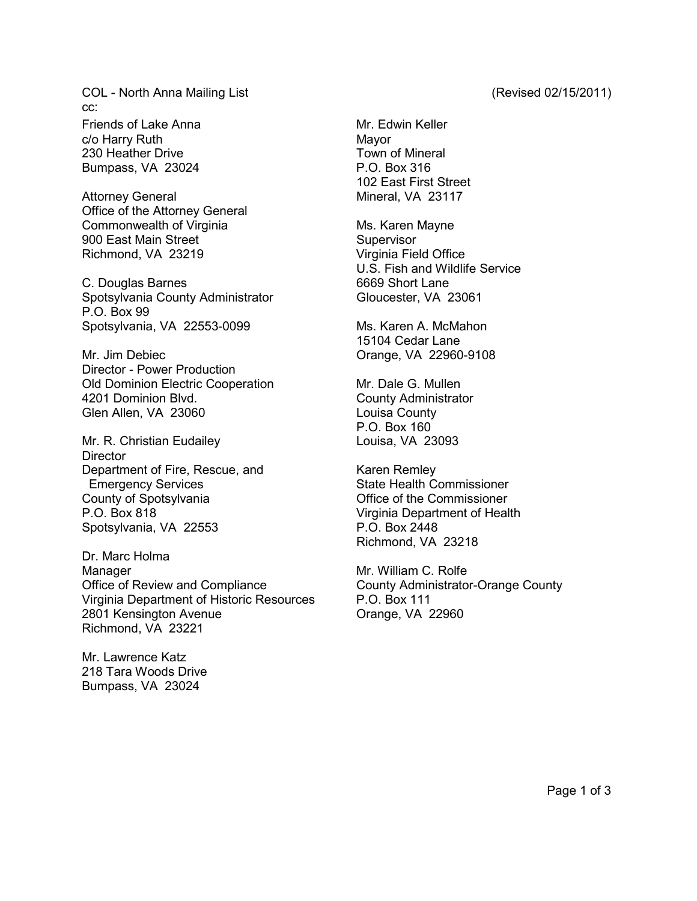COL - North Anna Mailing List (Revised 02/15/2011)

cc:

Friends of Lake Anna
c/o Harry Ruth
230 Heather Drive
Bumpass, VA 23024

Attorney General
Office of the Attorney General
Commonwealth of Virginia
900 East Main Street
Richmond, VA 23219

C. Douglas Barnes
Spotsylvania County Administrator
P.O. Box 99
Spotsylvania, VA 22553-0099

Mr. Jim Debiec
Director - Power Production
Old Dominion Electric Cooperation
4201 Dominion Blvd.
Glen Allen, VA 23060

Mr. R. Christian Eudailey
Director
Department of Fire, Rescue, and
Emergency Services
County of Spotsylvania
P.O. Box 818
Spotsylvania, VA 22553

Dr. Marc Holma
Manager
Office of Review and Compliance
Virginia Department of Historic Resources
2801 Kensington Avenue
Richmond, VA 23221

Mr. Lawrence Katz
218 Tara Woods Drive
Bumpass, VA 23024

Mr. Edwin Keller
Mayor
Town of Mineral
P.O. Box 316
102 East First Street
Mineral, VA 23117

Ms. Karen Mayne
Supervisor
Virginia Field Office
U.S. Fish and Wildlife Service
6669 Short Lane
Gloucester, VA 23061

Ms. Karen A. McMahon
15104 Cedar Lane
Orange, VA 22960-9108

Mr. Dale G. Mullen
County Administrator
Louisa County
P.O. Box 160
Louisa, VA 23093

Karen Remley
State Health Commissioner
Office of the Commissioner
Virginia Department of Health
P.O. Box 2448
Richmond, VA 23218

Mr. William C. Rolfe
County Administrator-Orange County
P.O. Box 111
Orange, VA 22960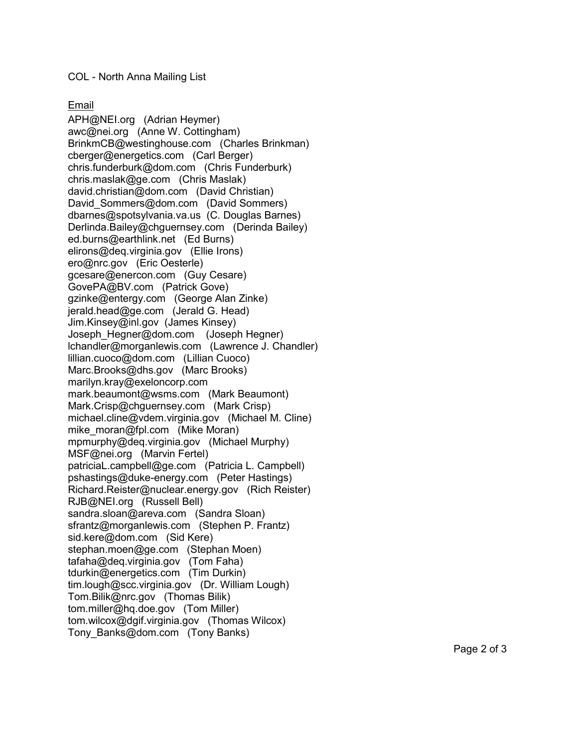COL - North Anna Mailing List

Email

APH@NEI.org (Adrian Heymer)
awc@nei.org (Anne W. Cottingham)
BrinkmCB@westinghouse.com (Charles Brinkman)
cberger@energetics.com (Carl Berger)
chris.funderburk@dom.com (Chris Funderburk)
chris.maslak@ge.com (Chris Maslak)
david.christian@dom.com (David Christian)
David_Sommers@dom.com (David Sommers)
dbarnes@spotsylvania.va.us (C. Douglas Barnes)
Derlinda.Bailey@chguernsey.com (Derinda Bailey)
ed.burns@earthlink.net (Ed Burns)
elirons@deq.virginia.gov (Ellie Irons)
ero@nrc.gov (Eric Oesterle)
gcesare@enercon.com (Guy Cesare)
GovePA@BV.com (Patrick Gove)
gzinke@entergy.com (George Alan Zinke)
jerald.head@ge.com (Jerald G. Head)
Jim.Kinsey@inl.gov (James Kinsey)
Joseph_Hegner@dom.com (Joseph Hegner)
lchandler@morganlewis.com (Lawrence J. Chandler)
lillian.cuoco@dom.com (Lillian Cuoco)
Marc.Brooks@dhs.gov (Marc Brooks)
marilyn.kray@exeloncorp.com
mark.beaumont@wsms.com (Mark Beaumont)
Mark.Crisp@chguernsey.com (Mark Crisp)
michael.cline@vdem.virginia.gov (Michael M. Cline)
mike_moran@fpl.com (Mike Moran)
mpmurphy@deq.virginia.gov (Michael Murphy)
MSF@nei.org (Marvin Fertel)
patriciaL.campbell@ge.com (Patricia L. Campbell)
pshastings@duke-energy.com (Peter Hastings)
Richard.Reister@nuclear.energy.gov (Rich Reister)
RJB@NEI.org (Russell Bell)
sandra.sloan@areva.com (Sandra Sloan)
sfrantz@morganlewis.com (Stephen P. Frantz)
sid.kere@dom.com (Sid Kere)
stephan.moen@ge.com (Stephan Moen)
tafaha@deq.virginia.gov (Tom Faha)
tdurkin@energetics.com (Tim Durkin)
tim.lough@scc.virginia.gov (Dr. William Lough)
Tom.Bilik@nrc.gov (Thomas Bilik)
tom.miller@hq.doe.gov (Tom Miller)
tom.wilcox@dgif.virginia.gov (Thomas Wilcox)
Tony_Banks@dom.com (Tony Banks)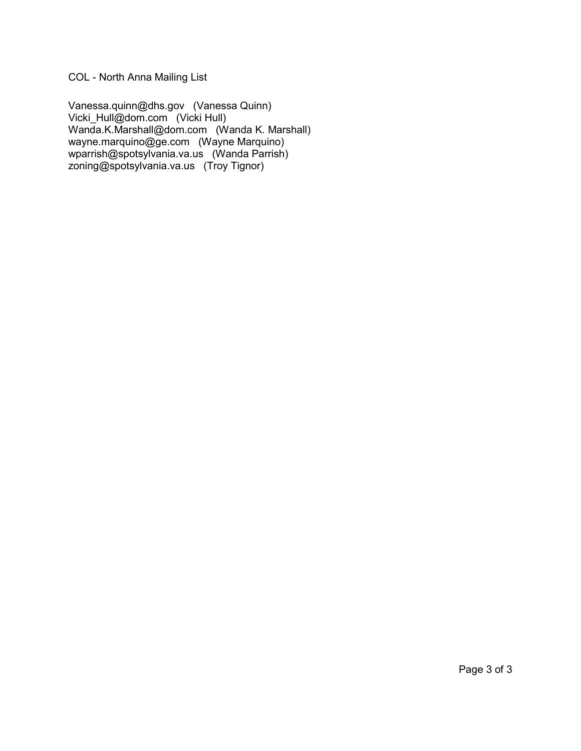COL - North Anna Mailing List

Vanessa.quinn@dhs.gov   (Vanessa Quinn)
Vicki_Hull@dom.com   (Vicki Hull)
Wanda.K.Marshall@dom.com   (Wanda K. Marshall)
wayne.marquino@ge.com   (Wayne Marquino)
wparrish@spotsylvania.va.us   (Wanda Parrish)
zoning@spotsylvania.va.us   (Troy Tignor)